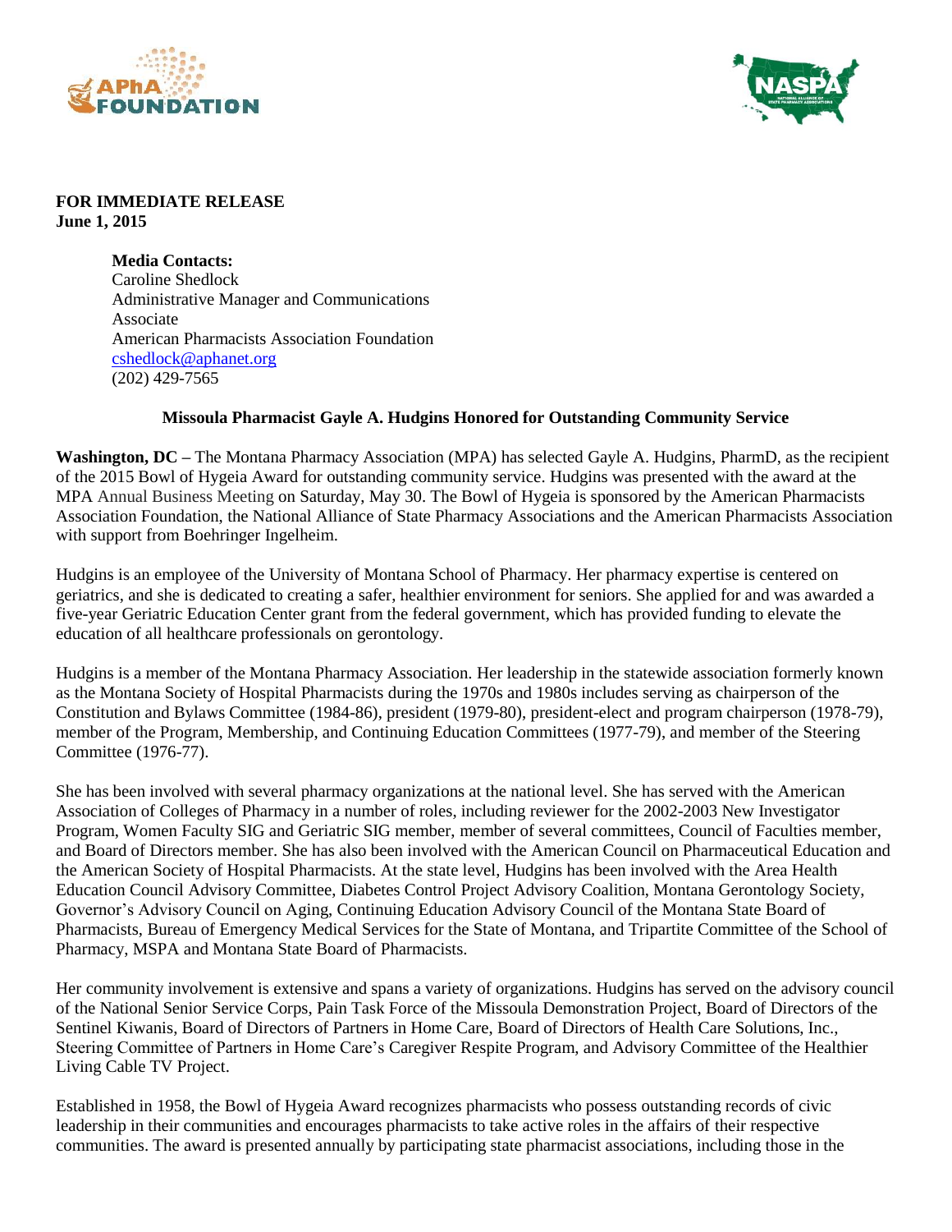**FOR IMMEDIATE RELEASE**
**June 1, 2015**

**Media Contacts:**
Caroline Shedlock
Administrative Manager and Communications Associate
American Pharmacists Association Foundation
cshedlock@aphanet.org
(202) 429-7565

**Missoula Pharmacist Gayle A. Hudgins Honored for Outstanding Community Service**

**Washington, DC –** The Montana Pharmacy Association (MPA) has selected Gayle A. Hudgins, PharmD, as the recipient of the 2015 Bowl of Hygeia Award for outstanding community service. Hudgins was presented with the award at the MPA Annual Business Meeting on Saturday, May 30. The Bowl of Hygeia is sponsored by the American Pharmacists Association Foundation, the National Alliance of State Pharmacy Associations and the American Pharmacists Association with support from Boehringer Ingelheim.

Hudgins is an employee of the University of Montana School of Pharmacy. Her pharmacy expertise is centered on geriatrics, and she is dedicated to creating a safer, healthier environment for seniors. She applied for and was awarded a five-year Geriatric Education Center grant from the federal government, which has provided funding to elevate the education of all healthcare professionals on gerontology.

Hudgins is a member of the Montana Pharmacy Association. Her leadership in the statewide association formerly known as the Montana Society of Hospital Pharmacists during the 1970s and 1980s includes serving as chairperson of the Constitution and Bylaws Committee (1984-86), president (1979-80), president-elect and program chairperson (1978-79), member of the Program, Membership, and Continuing Education Committees (1977-79), and member of the Steering Committee (1976-77).

She has been involved with several pharmacy organizations at the national level. She has served with the American Association of Colleges of Pharmacy in a number of roles, including reviewer for the 2002-2003 New Investigator Program, Women Faculty SIG and Geriatric SIG member, member of several committees, Council of Faculties member, and Board of Directors member. She has also been involved with the American Council on Pharmaceutical Education and the American Society of Hospital Pharmacists. At the state level, Hudgins has been involved with the Area Health Education Council Advisory Committee, Diabetes Control Project Advisory Coalition, Montana Gerontology Society, Governor's Advisory Council on Aging, Continuing Education Advisory Council of the Montana State Board of Pharmacists, Bureau of Emergency Medical Services for the State of Montana, and Tripartite Committee of the School of Pharmacy, MSPA and Montana State Board of Pharmacists.

Her community involvement is extensive and spans a variety of organizations. Hudgins has served on the advisory council of the National Senior Service Corps, Pain Task Force of the Missoula Demonstration Project, Board of Directors of the Sentinel Kiwanis, Board of Directors of Partners in Home Care, Board of Directors of Health Care Solutions, Inc., Steering Committee of Partners in Home Care's Caregiver Respite Program, and Advisory Committee of the Healthier Living Cable TV Project.

Established in 1958, the Bowl of Hygeia Award recognizes pharmacists who possess outstanding records of civic leadership in their communities and encourages pharmacists to take active roles in the affairs of their respective communities. The award is presented annually by participating state pharmacist associations, including those in the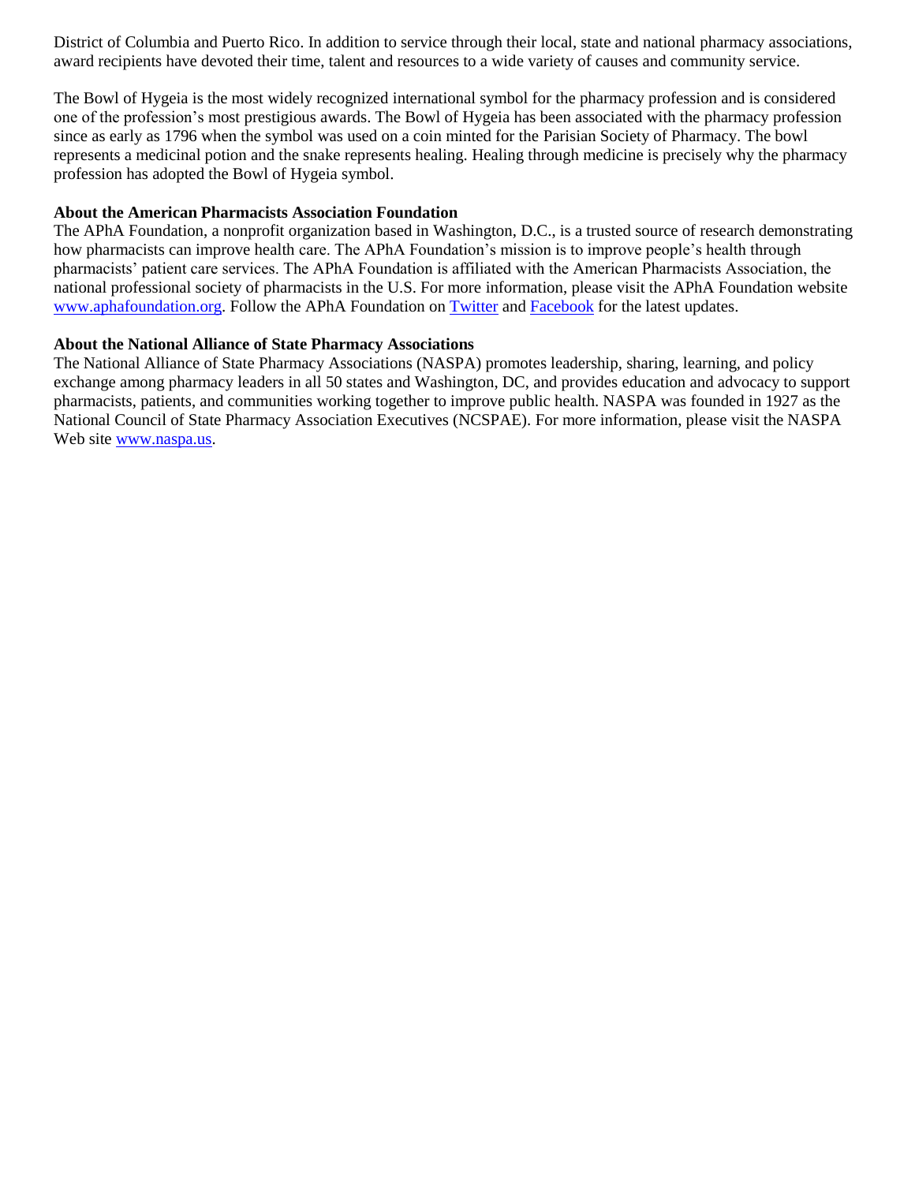District of Columbia and Puerto Rico. In addition to service through their local, state and national pharmacy associations, award recipients have devoted their time, talent and resources to a wide variety of causes and community service.

The Bowl of Hygeia is the most widely recognized international symbol for the pharmacy profession and is considered one of the profession's most prestigious awards. The Bowl of Hygeia has been associated with the pharmacy profession since as early as 1796 when the symbol was used on a coin minted for the Parisian Society of Pharmacy. The bowl represents a medicinal potion and the snake represents healing. Healing through medicine is precisely why the pharmacy profession has adopted the Bowl of Hygeia symbol.

**About the American Pharmacists Association Foundation**

The APhA Foundation, a nonprofit organization based in Washington, D.C., is a trusted source of research demonstrating how pharmacists can improve health care. The APhA Foundation's mission is to improve people's health through pharmacists' patient care services. The APhA Foundation is affiliated with the American Pharmacists Association, the national professional society of pharmacists in the U.S. For more information, please visit the APhA Foundation website www.aphafoundation.org. Follow the APhA Foundation on Twitter and Facebook for the latest updates.

**About the National Alliance of State Pharmacy Associations**

The National Alliance of State Pharmacy Associations (NASPA) promotes leadership, sharing, learning, and policy exchange among pharmacy leaders in all 50 states and Washington, DC, and provides education and advocacy to support pharmacists, patients, and communities working together to improve public health. NASPA was founded in 1927 as the National Council of State Pharmacy Association Executives (NCSPAE). For more information, please visit the NASPA Web site www.naspa.us.